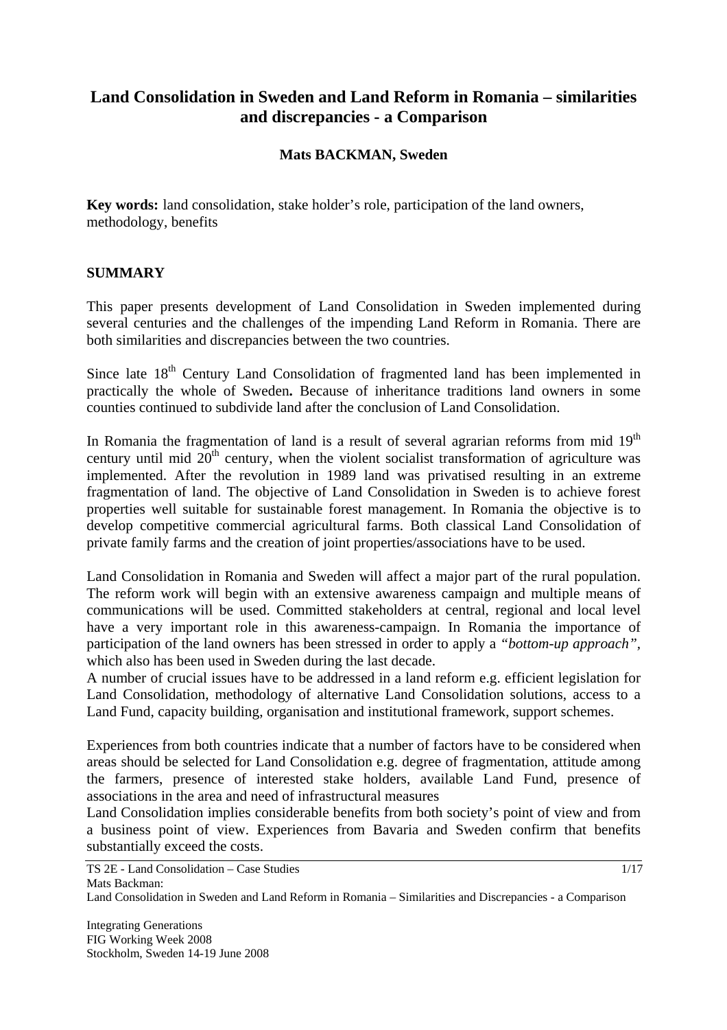# Land Consolidation in Sweden and Land Reform in Romania – similarities and discrepancies - a Comparison

**Mats BACKMAN, Sweden**

**Key words:** land consolidation, stake holder's role, participation of the land owners, methodology, benefits

## SUMMARY

This paper presents development of Land Consolidation in Sweden implemented during several centuries and the challenges of the impending Land Reform in Romania. There are both similarities and discrepancies between the two countries.

Since late 18th Century Land Consolidation of fragmented land has been implemented in practically the whole of Sweden**.** Because of inheritance traditions land owners in some counties continued to subdivide land after the conclusion of Land Consolidation.

In Romania the fragmentation of land is a result of several agrarian reforms from mid 19th century until mid 20th century, when the violent socialist transformation of agriculture was implemented. After the revolution in 1989 land was privatised resulting in an extreme fragmentation of land. The objective of Land Consolidation in Sweden is to achieve forest properties well suitable for sustainable forest management. In Romania the objective is to develop competitive commercial agricultural farms. Both classical Land Consolidation of private family farms and the creation of joint properties/associations have to be used.

Land Consolidation in Romania and Sweden will affect a major part of the rural population. The reform work will begin with an extensive awareness campaign and multiple means of communications will be used. Committed stakeholders at central, regional and local level have a very important role in this awareness-campaign. In Romania the importance of participation of the land owners has been stressed in order to apply a *"bottom-up approach"*, which also has been used in Sweden during the last decade.

A number of crucial issues have to be addressed in a land reform e.g. efficient legislation for Land Consolidation, methodology of alternative Land Consolidation solutions, access to a Land Fund, capacity building, organisation and institutional framework, support schemes.

Experiences from both countries indicate that a number of factors have to be considered when areas should be selected for Land Consolidation e.g. degree of fragmentation, attitude among the farmers, presence of interested stake holders, available Land Fund, presence of associations in the area and need of infrastructural measures

Land Consolidation implies considerable benefits from both society's point of view and from a business point of view. Experiences from Bavaria and Sweden confirm that benefits substantially exceed the costs.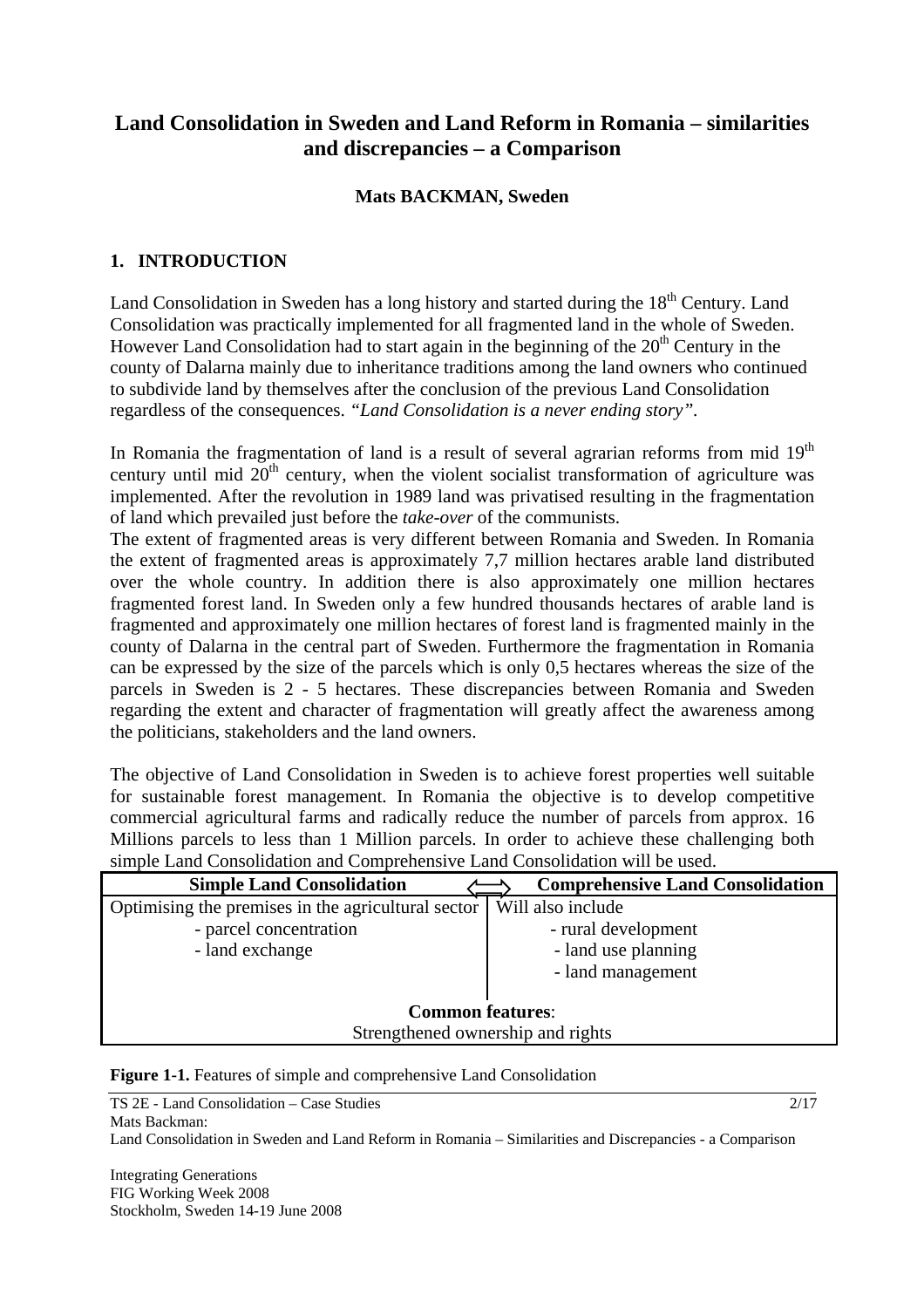# Land Consolidation in Sweden and Land Reform in Romania – similarities and discrepancies – a Comparison

**Mats BACKMAN, Sweden**

## 1. INTRODUCTION

Land Consolidation in Sweden has a long history and started during the 18th Century. Land Consolidation was practically implemented for all fragmented land in the whole of Sweden. However Land Consolidation had to start again in the beginning of the 20th Century in the county of Dalarna mainly due to inheritance traditions among the land owners who continued to subdivide land by themselves after the conclusion of the previous Land Consolidation regardless of the consequences. *"Land Consolidation is a never ending story"*.

In Romania the fragmentation of land is a result of several agrarian reforms from mid 19th century until mid 20th century, when the violent socialist transformation of agriculture was implemented. After the revolution in 1989 land was privatised resulting in the fragmentation of land which prevailed just before the *take-over* of the communists.
The extent of fragmented areas is very different between Romania and Sweden. In Romania the extent of fragmented areas is approximately 7,7 million hectares arable land distributed over the whole country. In addition there is also approximately one million hectares fragmented forest land. In Sweden only a few hundred thousands hectares of arable land is fragmented and approximately one million hectares of forest land is fragmented mainly in the county of Dalarna in the central part of Sweden. Furthermore the fragmentation in Romania can be expressed by the size of the parcels which is only 0,5 hectares whereas the size of the parcels in Sweden is 2 - 5 hectares. These discrepancies between Romania and Sweden regarding the extent and character of fragmentation will greatly affect the awareness among the politicians, stakeholders and the land owners.

The objective of Land Consolidation in Sweden is to achieve forest properties well suitable for sustainable forest management. In Romania the objective is to develop competitive commercial agricultural farms and radically reduce the number of parcels from approx. 16 Millions parcels to less than 1 Million parcels. In order to achieve these challenging both simple Land Consolidation and Comprehensive Land Consolidation will be used.

| **Simple Land Consolidation** ⟺ | **Comprehensive Land Consolidation** |
|---|---|
| Optimising the premises in the agricultural sector<br>- parcel concentration<br>- land exchange | Will also include<br>- rural development<br>- land use planning<br>- land management |
| **Common features**:<br>Strengthened ownership and rights | |

**Figure 1-1.** Features of simple and comprehensive Land Consolidation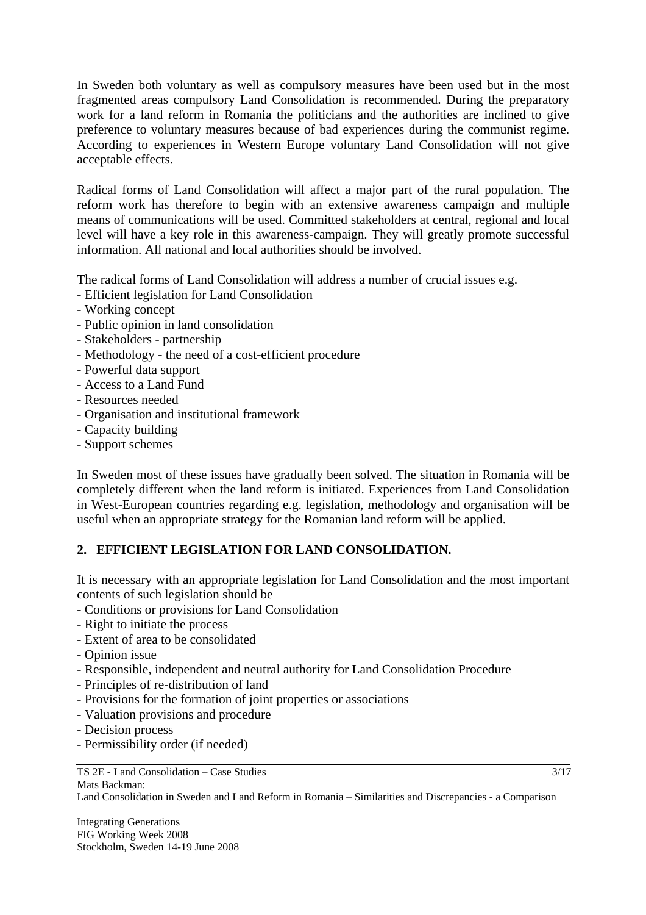In Sweden both voluntary as well as compulsory measures have been used but in the most fragmented areas compulsory Land Consolidation is recommended. During the preparatory work for a land reform in Romania the politicians and the authorities are inclined to give preference to voluntary measures because of bad experiences during the communist regime. According to experiences in Western Europe voluntary Land Consolidation will not give acceptable effects.

Radical forms of Land Consolidation will affect a major part of the rural population. The reform work has therefore to begin with an extensive awareness campaign and multiple means of communications will be used. Committed stakeholders at central, regional and local level will have a key role in this awareness-campaign. They will greatly promote successful information. All national and local authorities should be involved.

The radical forms of Land Consolidation will address a number of crucial issues e.g.

- Efficient legislation for Land Consolidation
- Working concept
- Public opinion in land consolidation
- Stakeholders - partnership
- Methodology - the need of a cost-efficient procedure
- Powerful data support
- Access to a Land Fund
- Resources needed
- Organisation and institutional framework
- Capacity building
- Support schemes

In Sweden most of these issues have gradually been solved. The situation in Romania will be completely different when the land reform is initiated. Experiences from Land Consolidation in West-European countries regarding e.g. legislation, methodology and organisation will be useful when an appropriate strategy for the Romanian land reform will be applied.

## 2. EFFICIENT LEGISLATION FOR LAND CONSOLIDATION.

It is necessary with an appropriate legislation for Land Consolidation and the most important contents of such legislation should be

- Conditions or provisions for Land Consolidation
- Right to initiate the process
- Extent of area to be consolidated
- Opinion issue
- Responsible, independent and neutral authority for Land Consolidation Procedure
- Principles of re-distribution of land
- Provisions for the formation of joint properties or associations
- Valuation provisions and procedure
- Decision process
- Permissibility order (if needed)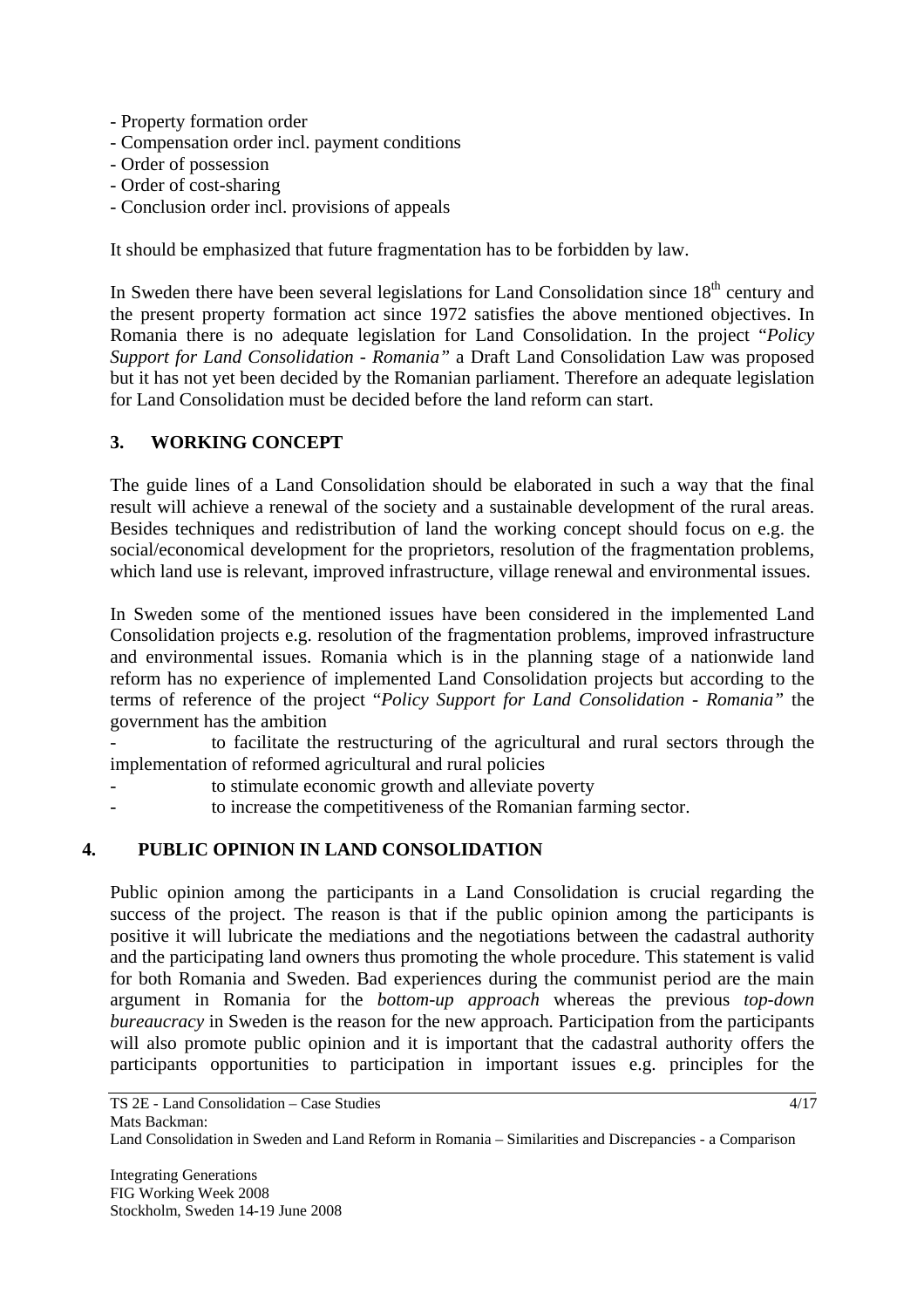- Property formation order
- Compensation order incl. payment conditions
- Order of possession
- Order of cost-sharing
- Conclusion order incl. provisions of appeals

It should be emphasized that future fragmentation has to be forbidden by law.

In Sweden there have been several legislations for Land Consolidation since 18th century and the present property formation act since 1972 satisfies the above mentioned objectives. In Romania there is no adequate legislation for Land Consolidation. In the project "*Policy Support for Land Consolidation - Romania"* a Draft Land Consolidation Law was proposed but it has not yet been decided by the Romanian parliament. Therefore an adequate legislation for Land Consolidation must be decided before the land reform can start.

## 3. WORKING CONCEPT

The guide lines of a Land Consolidation should be elaborated in such a way that the final result will achieve a renewal of the society and a sustainable development of the rural areas. Besides techniques and redistribution of land the working concept should focus on e.g. the social/economical development for the proprietors, resolution of the fragmentation problems, which land use is relevant, improved infrastructure, village renewal and environmental issues.

In Sweden some of the mentioned issues have been considered in the implemented Land Consolidation projects e.g. resolution of the fragmentation problems, improved infrastructure and environmental issues. Romania which is in the planning stage of a nationwide land reform has no experience of implemented Land Consolidation projects but according to the terms of reference of the project "*Policy Support for Land Consolidation - Romania"* the government has the ambition

- to facilitate the restructuring of the agricultural and rural sectors through the implementation of reformed agricultural and rural policies
- to stimulate economic growth and alleviate poverty
- to increase the competitiveness of the Romanian farming sector.

## 4. PUBLIC OPINION IN LAND CONSOLIDATION

Public opinion among the participants in a Land Consolidation is crucial regarding the success of the project. The reason is that if the public opinion among the participants is positive it will lubricate the mediations and the negotiations between the cadastral authority and the participating land owners thus promoting the whole procedure. This statement is valid for both Romania and Sweden. Bad experiences during the communist period are the main argument in Romania for the *bottom-up approach* whereas the previous *top-down bureaucracy* in Sweden is the reason for the new approach. Participation from the participants will also promote public opinion and it is important that the cadastral authority offers the participants opportunities to participation in important issues e.g. principles for the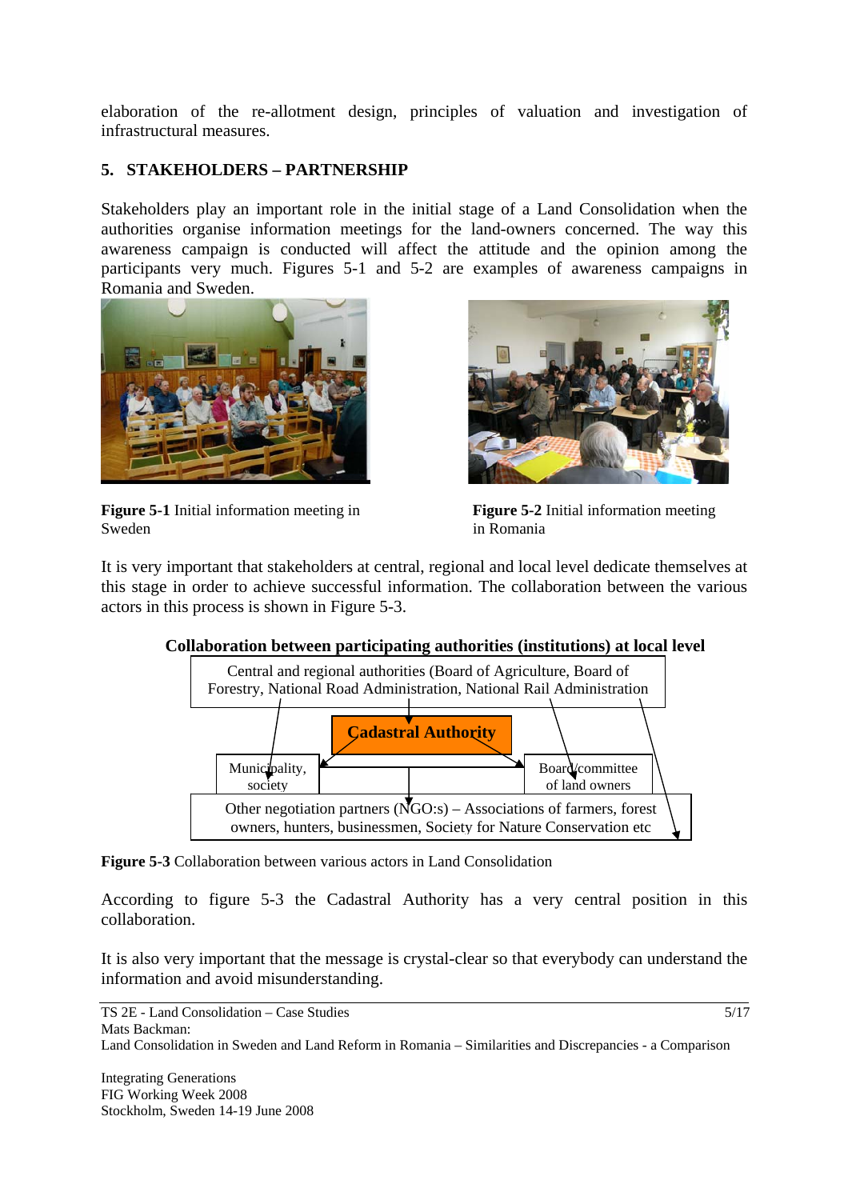elaboration of the re-allotment design, principles of valuation and investigation of infrastructural measures.

## 5. STAKEHOLDERS – PARTNERSHIP

Stakeholders play an important role in the initial stage of a Land Consolidation when the authorities organise information meetings for the land-owners concerned. The way this awareness campaign is conducted will affect the attitude and the opinion among the participants very much. Figures 5-1 and 5-2 are examples of awareness campaigns in Romania and Sweden.

**Figure 5-1** Initial information meeting in Sweden

**Figure 5-2** Initial information meeting in Romania

It is very important that stakeholders at central, regional and local level dedicate themselves at this stage in order to achieve successful information. The collaboration between the various actors in this process is shown in Figure 5-3.

**Collaboration between participating authorities (institutions) at local level**

Central and regional authorities (Board of Agriculture, Board of Forestry, National Road Administration, National Rail Administration

Cadastral Authority

Municipality, society

Board/committee of land owners

Other negotiation partners (NGO:s) – Associations of farmers, forest owners, hunters, businessmen, Society for Nature Conservation etc

**Figure 5-3** Collaboration between various actors in Land Consolidation

According to figure 5-3 the Cadastral Authority has a very central position in this collaboration.

It is also very important that the message is crystal-clear so that everybody can understand the information and avoid misunderstanding.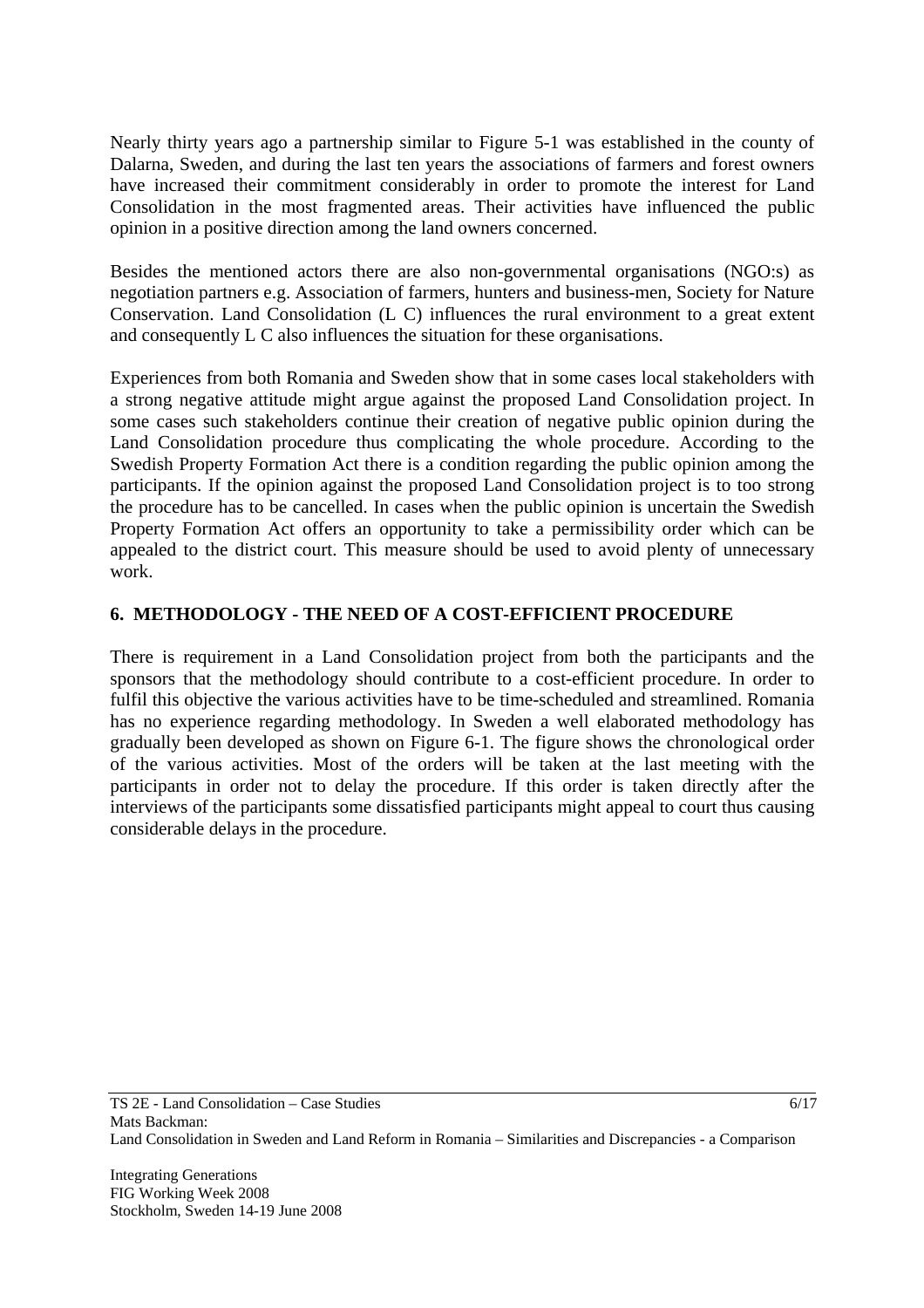Nearly thirty years ago a partnership similar to Figure 5-1 was established in the county of Dalarna, Sweden, and during the last ten years the associations of farmers and forest owners have increased their commitment considerably in order to promote the interest for Land Consolidation in the most fragmented areas. Their activities have influenced the public opinion in a positive direction among the land owners concerned.

Besides the mentioned actors there are also non-governmental organisations (NGO:s) as negotiation partners e.g. Association of farmers, hunters and business-men, Society for Nature Conservation. Land Consolidation (L C) influences the rural environment to a great extent and consequently L C also influences the situation for these organisations.

Experiences from both Romania and Sweden show that in some cases local stakeholders with a strong negative attitude might argue against the proposed Land Consolidation project. In some cases such stakeholders continue their creation of negative public opinion during the Land Consolidation procedure thus complicating the whole procedure. According to the Swedish Property Formation Act there is a condition regarding the public opinion among the participants. If the opinion against the proposed Land Consolidation project is to too strong the procedure has to be cancelled. In cases when the public opinion is uncertain the Swedish Property Formation Act offers an opportunity to take a permissibility order which can be appealed to the district court. This measure should be used to avoid plenty of unnecessary work.

## 6. METHODOLOGY - THE NEED OF A COST-EFFICIENT PROCEDURE

There is requirement in a Land Consolidation project from both the participants and the sponsors that the methodology should contribute to a cost-efficient procedure. In order to fulfil this objective the various activities have to be time-scheduled and streamlined. Romania has no experience regarding methodology. In Sweden a well elaborated methodology has gradually been developed as shown on Figure 6-1. The figure shows the chronological order of the various activities. Most of the orders will be taken at the last meeting with the participants in order not to delay the procedure. If this order is taken directly after the interviews of the participants some dissatisfied participants might appeal to court thus causing considerable delays in the procedure.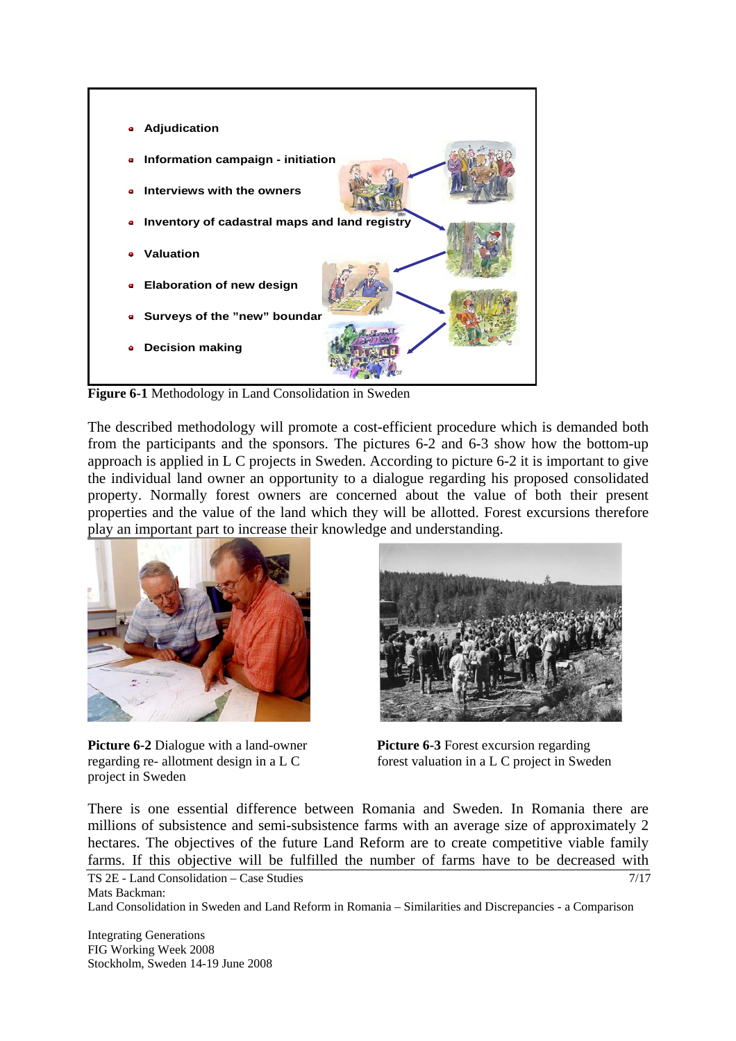- Adjudication
- Information campaign - initiation
- Interviews with the owners
- Inventory of cadastral maps and land registry
- Valuation
- Elaboration of new design
- Surveys of the "new" boundar
- Decision making

**Figure 6-1** Methodology in Land Consolidation in Sweden

The described methodology will promote a cost-efficient procedure which is demanded both from the participants and the sponsors. The pictures 6-2 and 6-3 show how the bottom-up approach is applied in L C projects in Sweden. According to picture 6-2 it is important to give the individual land owner an opportunity to a dialogue regarding his proposed consolidated property. Normally forest owners are concerned about the value of both their present properties and the value of the land which they will be allotted. Forest excursions therefore play an important part to increase their knowledge and understanding.

**Picture 6-2** Dialogue with a land-owner regarding re- allotment design in a L C project in Sweden

**Picture 6-3** Forest excursion regarding forest valuation in a L C project in Sweden

There is one essential difference between Romania and Sweden. In Romania there are millions of subsistence and semi-subsistence farms with an average size of approximately 2 hectares. The objectives of the future Land Reform are to create competitive viable family farms. If this objective will be fulfilled the number of farms have to be decreased with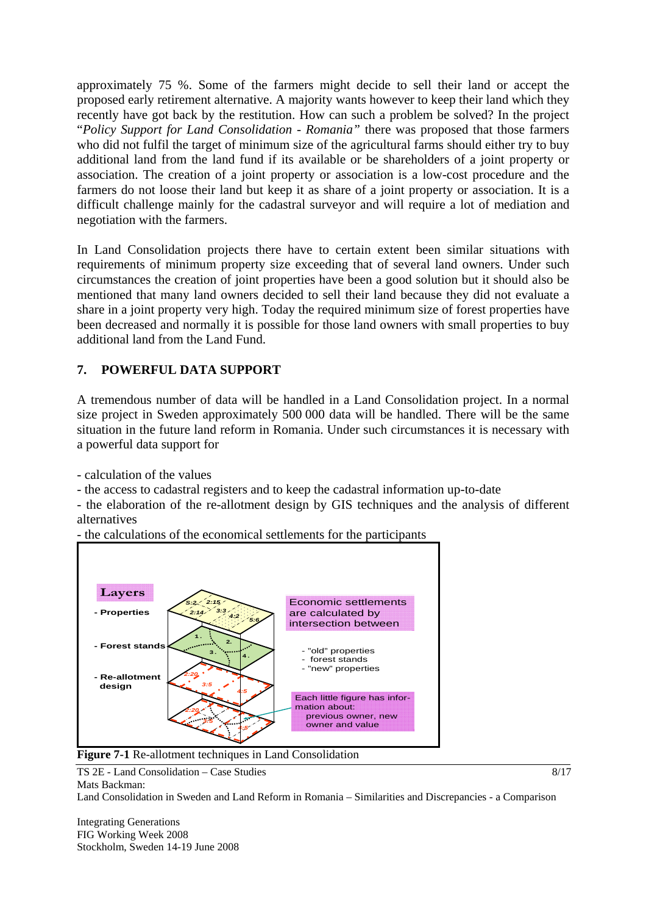approximately 75 %. Some of the farmers might decide to sell their land or accept the proposed early retirement alternative. A majority wants however to keep their land which they recently have got back by the restitution. How can such a problem be solved? In the project "*Policy Support for Land Consolidation - Romania"* there was proposed that those farmers who did not fulfil the target of minimum size of the agricultural farms should either try to buy additional land from the land fund if its available or be shareholders of a joint property or association. The creation of a joint property or association is a low-cost procedure and the farmers do not loose their land but keep it as share of a joint property or association. It is a difficult challenge mainly for the cadastral surveyor and will require a lot of mediation and negotiation with the farmers.

In Land Consolidation projects there have to certain extent been similar situations with requirements of minimum property size exceeding that of several land owners. Under such circumstances the creation of joint properties have been a good solution but it should also be mentioned that many land owners decided to sell their land because they did not evaluate a share in a joint property very high. Today the required minimum size of forest properties have been decreased and normally it is possible for those land owners with small properties to buy additional land from the Land Fund.

## 7. POWERFUL DATA SUPPORT

A tremendous number of data will be handled in a Land Consolidation project. In a normal size project in Sweden approximately 500 000 data will be handled. There will be the same situation in the future land reform in Romania. Under such circumstances it is necessary with a powerful data support for

- calculation of the values
- the access to cadastral registers and to keep the cadastral information up-to-date
- the elaboration of the re-allotment design by GIS techniques and the analysis of different alternatives
- the calculations of the economical settlements for the participants

**Figure 7-1** Re-allotment techniques in Land Consolidation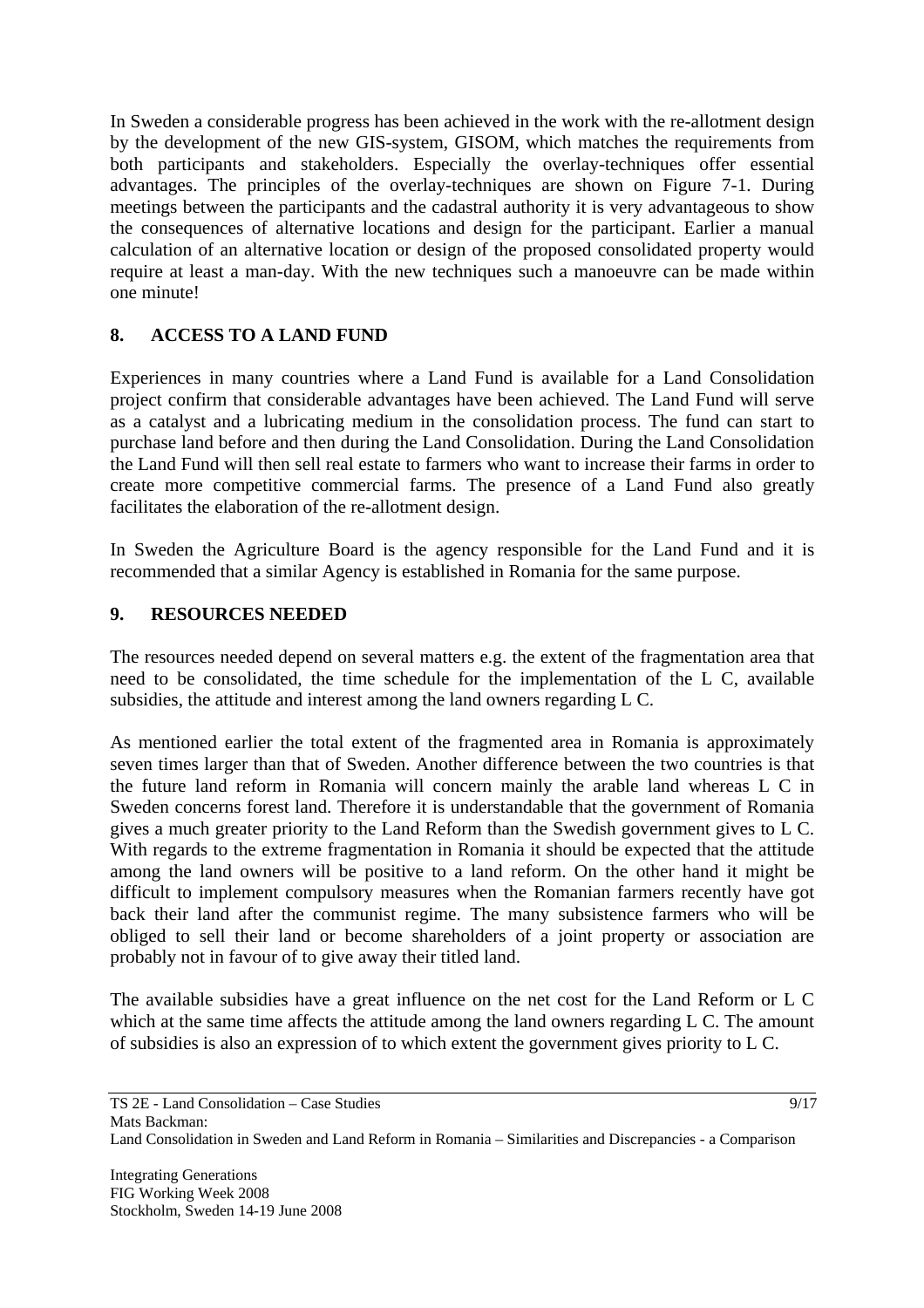In Sweden a considerable progress has been achieved in the work with the re-allotment design by the development of the new GIS-system, GISOM, which matches the requirements from both participants and stakeholders. Especially the overlay-techniques offer essential advantages. The principles of the overlay-techniques are shown on Figure 7-1. During meetings between the participants and the cadastral authority it is very advantageous to show the consequences of alternative locations and design for the participant. Earlier a manual calculation of an alternative location or design of the proposed consolidated property would require at least a man-day. With the new techniques such a manoeuvre can be made within one minute!

## 8. ACCESS TO A LAND FUND

Experiences in many countries where a Land Fund is available for a Land Consolidation project confirm that considerable advantages have been achieved. The Land Fund will serve as a catalyst and a lubricating medium in the consolidation process. The fund can start to purchase land before and then during the Land Consolidation. During the Land Consolidation the Land Fund will then sell real estate to farmers who want to increase their farms in order to create more competitive commercial farms. The presence of a Land Fund also greatly facilitates the elaboration of the re-allotment design.

In Sweden the Agriculture Board is the agency responsible for the Land Fund and it is recommended that a similar Agency is established in Romania for the same purpose.

## 9. RESOURCES NEEDED

The resources needed depend on several matters e.g. the extent of the fragmentation area that need to be consolidated, the time schedule for the implementation of the L C, available subsidies, the attitude and interest among the land owners regarding L C.

As mentioned earlier the total extent of the fragmented area in Romania is approximately seven times larger than that of Sweden. Another difference between the two countries is that the future land reform in Romania will concern mainly the arable land whereas L C in Sweden concerns forest land. Therefore it is understandable that the government of Romania gives a much greater priority to the Land Reform than the Swedish government gives to L C. With regards to the extreme fragmentation in Romania it should be expected that the attitude among the land owners will be positive to a land reform. On the other hand it might be difficult to implement compulsory measures when the Romanian farmers recently have got back their land after the communist regime. The many subsistence farmers who will be obliged to sell their land or become shareholders of a joint property or association are probably not in favour of to give away their titled land.

The available subsidies have a great influence on the net cost for the Land Reform or L C which at the same time affects the attitude among the land owners regarding L C. The amount of subsidies is also an expression of to which extent the government gives priority to L C.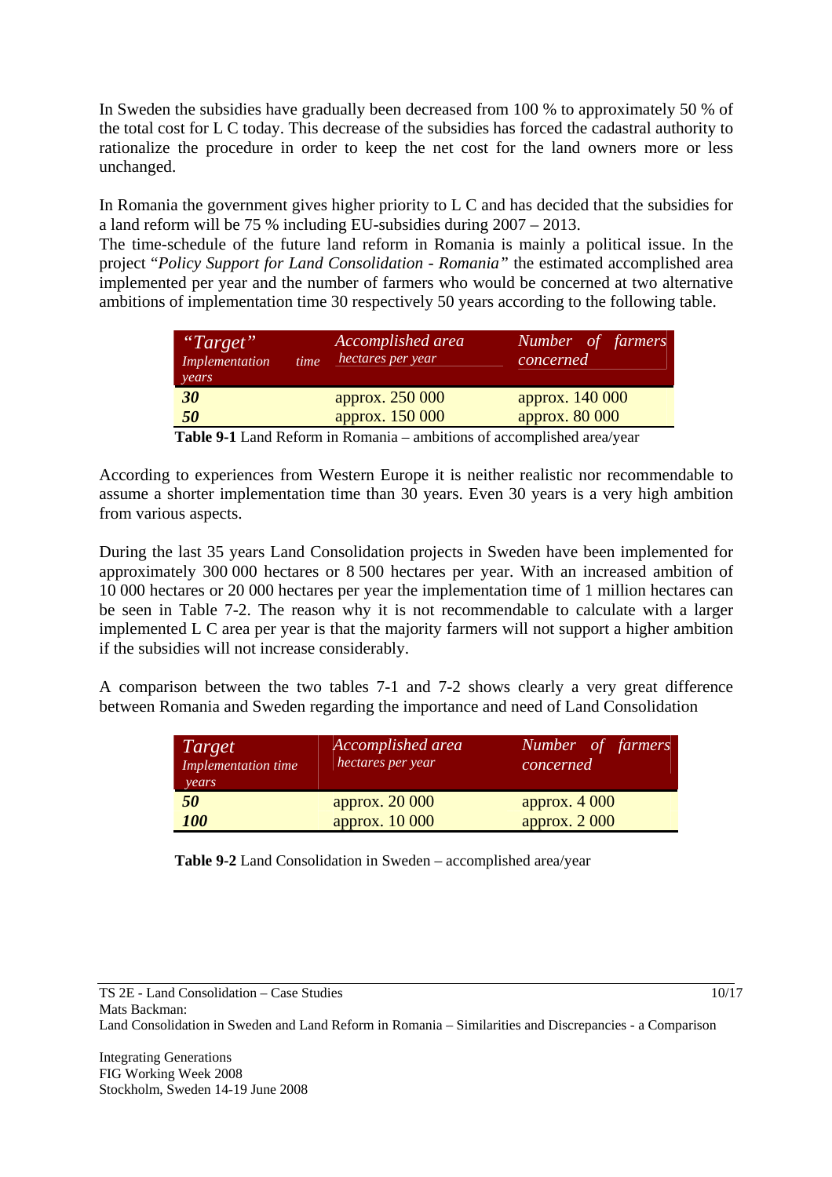In Sweden the subsidies have gradually been decreased from 100 % to approximately 50 % of the total cost for L C today. This decrease of the subsidies has forced the cadastral authority to rationalize the procedure in order to keep the net cost for the land owners more or less unchanged.

In Romania the government gives higher priority to L C and has decided that the subsidies for a land reform will be 75 % including EU-subsidies during 2007 – 2013.
The time-schedule of the future land reform in Romania is mainly a political issue. In the project "*Policy Support for Land Consolidation - Romania*" the estimated accomplished area implemented per year and the number of farmers who would be concerned at two alternative ambitions of implementation time 30 respectively 50 years according to the following table.

| *"Target" Implementation time years* | *Accomplished area hectares per year* | *Number of farmers concerned* |
|---|---|---|
| ***30*** | approx. 250 000 | approx. 140 000 |
| ***50*** | approx. 150 000 | approx. 80 000 |

**Table 9-1** Land Reform in Romania – ambitions of accomplished area/year

According to experiences from Western Europe it is neither realistic nor recommendable to assume a shorter implementation time than 30 years. Even 30 years is a very high ambition from various aspects.

During the last 35 years Land Consolidation projects in Sweden have been implemented for approximately 300 000 hectares or 8 500 hectares per year. With an increased ambition of 10 000 hectares or 20 000 hectares per year the implementation time of 1 million hectares can be seen in Table 7-2. The reason why it is not recommendable to calculate with a larger implemented L C area per year is that the majority farmers will not support a higher ambition if the subsidies will not increase considerably.

A comparison between the two tables 7-1 and 7-2 shows clearly a very great difference between Romania and Sweden regarding the importance and need of Land Consolidation

| *Target Implementation time years* | *Accomplished area hectares per year* | *Number of farmers concerned* |
|---|---|---|
| ***50*** | approx. 20 000 | approx. 4 000 |
| ***100*** | approx. 10 000 | approx. 2 000 |

**Table 9-2** Land Consolidation in Sweden – accomplished area/year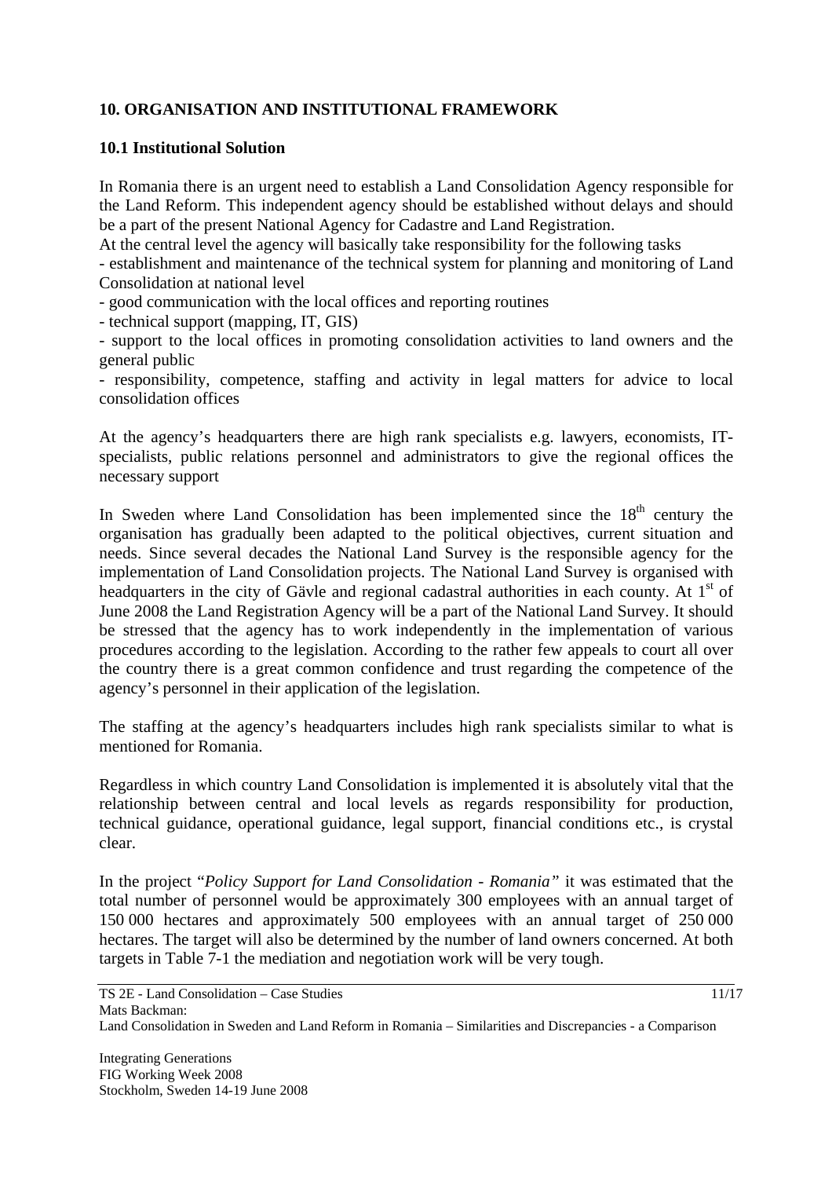## 10. ORGANISATION AND INSTITUTIONAL FRAMEWORK

### 10.1 Institutional Solution

In Romania there is an urgent need to establish a Land Consolidation Agency responsible for the Land Reform. This independent agency should be established without delays and should be a part of the present National Agency for Cadastre and Land Registration.

At the central level the agency will basically take responsibility for the following tasks

- establishment and maintenance of the technical system for planning and monitoring of Land Consolidation at national level
- good communication with the local offices and reporting routines
- technical support (mapping, IT, GIS)
- support to the local offices in promoting consolidation activities to land owners and the general public
- responsibility, competence, staffing and activity in legal matters for advice to local consolidation offices

At the agency's headquarters there are high rank specialists e.g. lawyers, economists, IT-specialists, public relations personnel and administrators to give the regional offices the necessary support

In Sweden where Land Consolidation has been implemented since the 18th century the organisation has gradually been adapted to the political objectives, current situation and needs. Since several decades the National Land Survey is the responsible agency for the implementation of Land Consolidation projects. The National Land Survey is organised with headquarters in the city of Gävle and regional cadastral authorities in each county. At 1st of June 2008 the Land Registration Agency will be a part of the National Land Survey. It should be stressed that the agency has to work independently in the implementation of various procedures according to the legislation. According to the rather few appeals to court all over the country there is a great common confidence and trust regarding the competence of the agency's personnel in their application of the legislation.

The staffing at the agency's headquarters includes high rank specialists similar to what is mentioned for Romania.

Regardless in which country Land Consolidation is implemented it is absolutely vital that the relationship between central and local levels as regards responsibility for production, technical guidance, operational guidance, legal support, financial conditions etc., is crystal clear.

In the project "*Policy Support for Land Consolidation - Romania"* it was estimated that the total number of personnel would be approximately 300 employees with an annual target of 150 000 hectares and approximately 500 employees with an annual target of 250 000 hectares. The target will also be determined by the number of land owners concerned. At both targets in Table 7-1 the mediation and negotiation work will be very tough.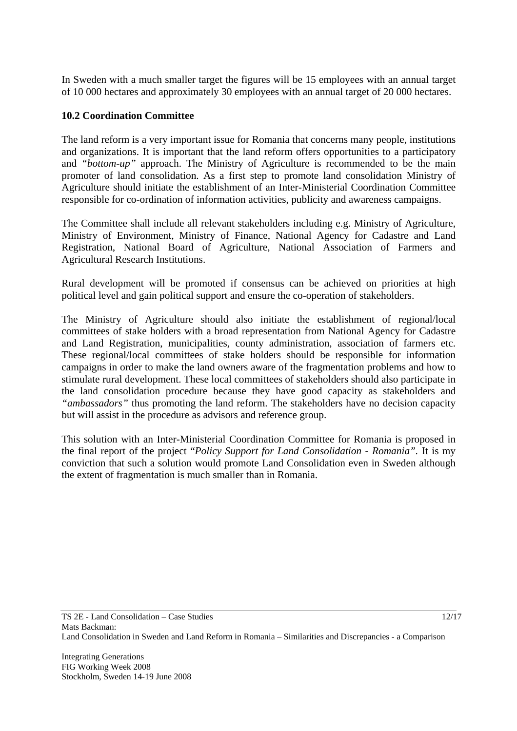In Sweden with a much smaller target the figures will be 15 employees with an annual target of 10 000 hectares and approximately 30 employees with an annual target of 20 000 hectares.

### 10.2 Coordination Committee

The land reform is a very important issue for Romania that concerns many people, institutions and organizations. It is important that the land reform offers opportunities to a participatory and *"bottom-up"* approach. The Ministry of Agriculture is recommended to be the main promoter of land consolidation. As a first step to promote land consolidation Ministry of Agriculture should initiate the establishment of an Inter-Ministerial Coordination Committee responsible for co-ordination of information activities, publicity and awareness campaigns.

The Committee shall include all relevant stakeholders including e.g. Ministry of Agriculture, Ministry of Environment, Ministry of Finance, National Agency for Cadastre and Land Registration, National Board of Agriculture, National Association of Farmers and Agricultural Research Institutions.

Rural development will be promoted if consensus can be achieved on priorities at high political level and gain political support and ensure the co-operation of stakeholders.

The Ministry of Agriculture should also initiate the establishment of regional/local committees of stake holders with a broad representation from National Agency for Cadastre and Land Registration, municipalities, county administration, association of farmers etc. These regional/local committees of stake holders should be responsible for information campaigns in order to make the land owners aware of the fragmentation problems and how to stimulate rural development. These local committees of stakeholders should also participate in the land consolidation procedure because they have good capacity as stakeholders and *"ambassadors"* thus promoting the land reform. The stakeholders have no decision capacity but will assist in the procedure as advisors and reference group.

This solution with an Inter-Ministerial Coordination Committee for Romania is proposed in the final report of the project "*Policy Support for Land Consolidation - Romania"*. It is my conviction that such a solution would promote Land Consolidation even in Sweden although the extent of fragmentation is much smaller than in Romania.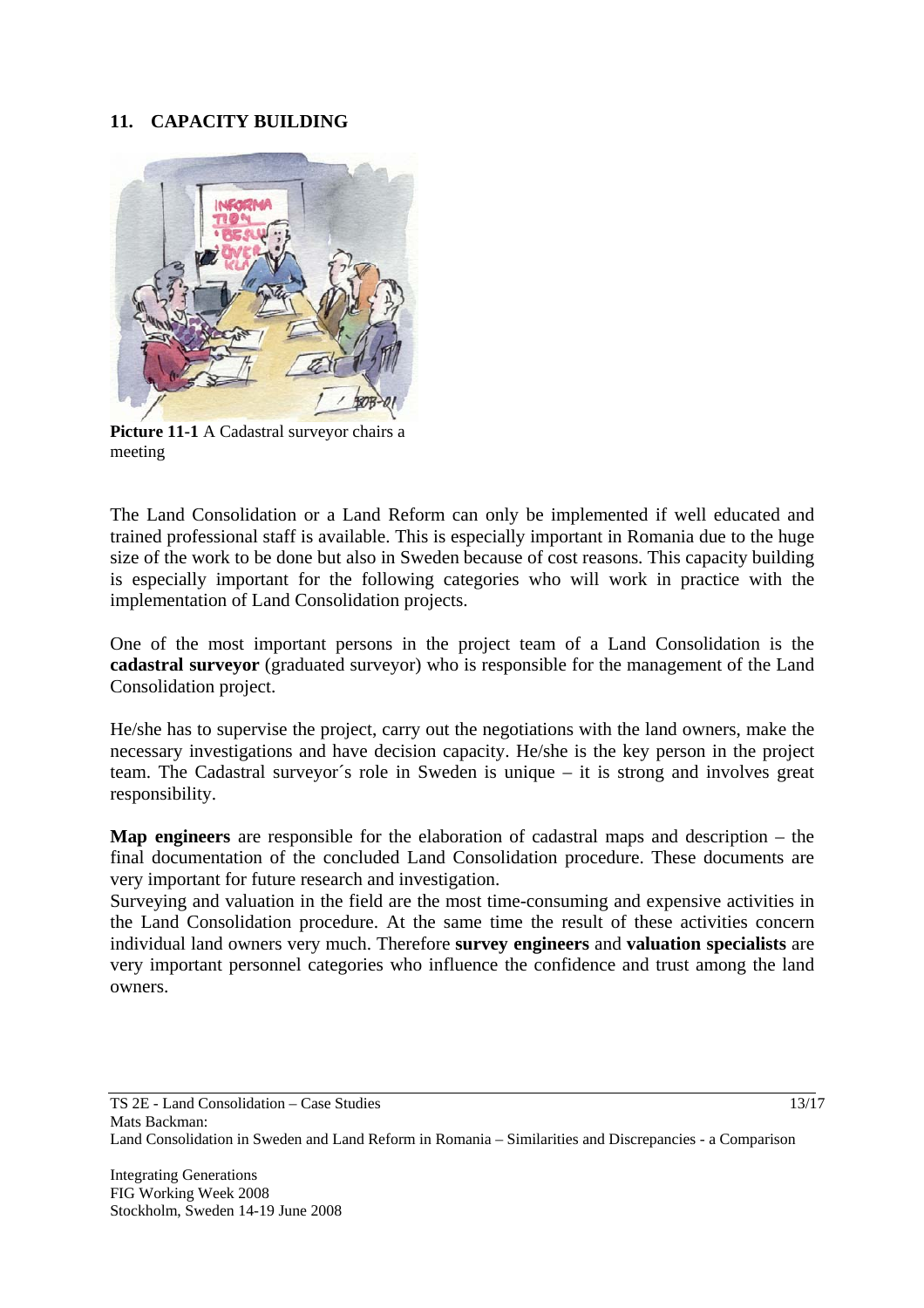## 11. CAPACITY BUILDING

**Picture 11-1** A Cadastral surveyor chairs a meeting

The Land Consolidation or a Land Reform can only be implemented if well educated and trained professional staff is available. This is especially important in Romania due to the huge size of the work to be done but also in Sweden because of cost reasons. This capacity building is especially important for the following categories who will work in practice with the implementation of Land Consolidation projects.

One of the most important persons in the project team of a Land Consolidation is the **cadastral surveyor** (graduated surveyor) who is responsible for the management of the Land Consolidation project.

He/she has to supervise the project, carry out the negotiations with the land owners, make the necessary investigations and have decision capacity. He/she is the key person in the project team. The Cadastral surveyor´s role in Sweden is unique – it is strong and involves great responsibility.

**Map engineers** are responsible for the elaboration of cadastral maps and description – the final documentation of the concluded Land Consolidation procedure. These documents are very important for future research and investigation.

Surveying and valuation in the field are the most time-consuming and expensive activities in the Land Consolidation procedure. At the same time the result of these activities concern individual land owners very much. Therefore **survey engineers** and **valuation specialists** are very important personnel categories who influence the confidence and trust among the land owners.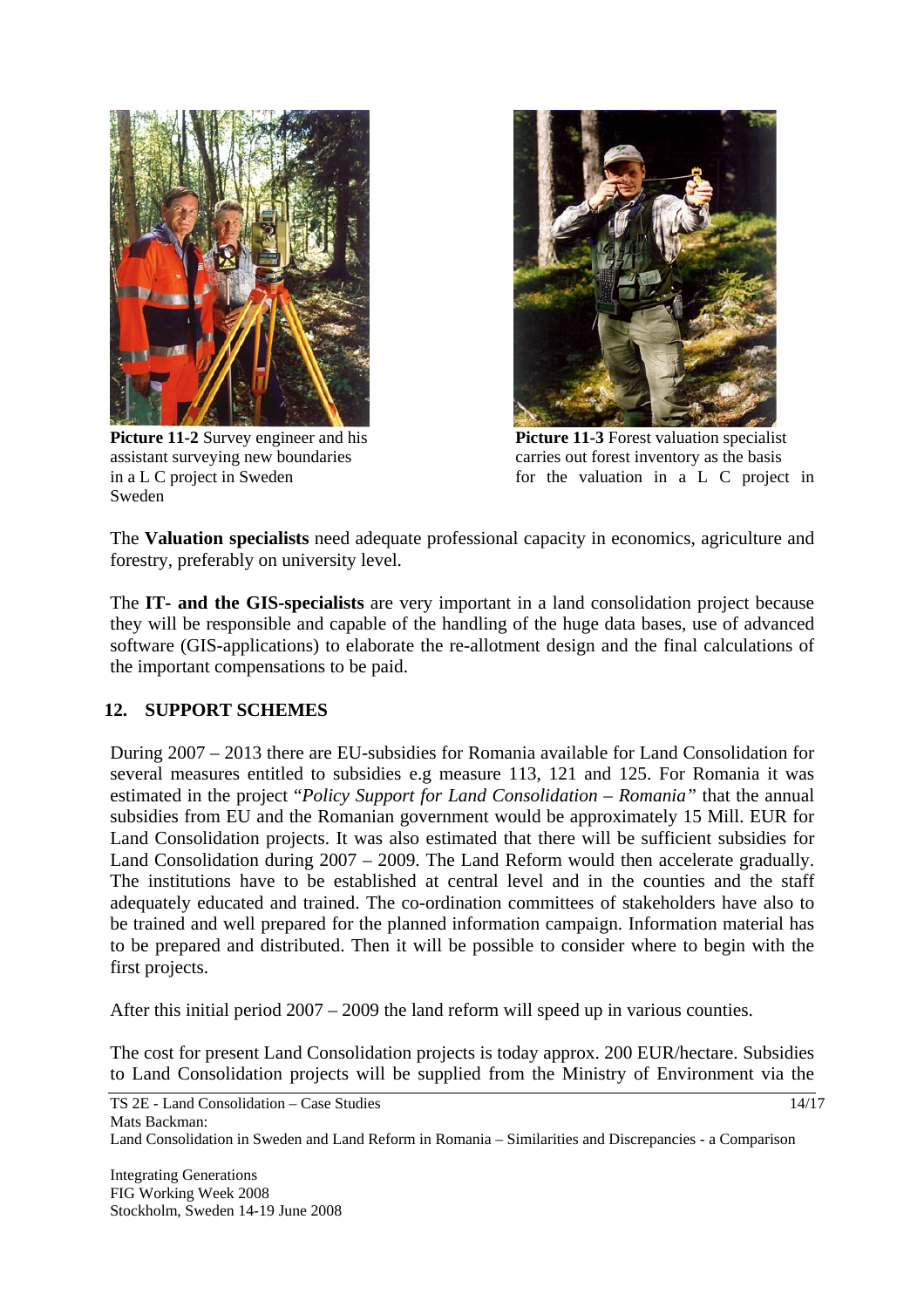**Picture 11-2** Survey engineer and his assistant surveying new boundaries in a L C project in Sweden

**Picture 11-3** Forest valuation specialist carries out forest inventory as the basis for the valuation in a L C project in Sweden

The **Valuation specialists** need adequate professional capacity in economics, agriculture and forestry, preferably on university level.

The **IT- and the GIS-specialists** are very important in a land consolidation project because they will be responsible and capable of the handling of the huge data bases, use of advanced software (GIS-applications) to elaborate the re-allotment design and the final calculations of the important compensations to be paid.

## 12. SUPPORT SCHEMES

During 2007 – 2013 there are EU-subsidies for Romania available for Land Consolidation for several measures entitled to subsidies e.g measure 113, 121 and 125. For Romania it was estimated in the project "*Policy Support for Land Consolidation – Romania"* that the annual subsidies from EU and the Romanian government would be approximately 15 Mill. EUR for Land Consolidation projects. It was also estimated that there will be sufficient subsidies for Land Consolidation during 2007 – 2009. The Land Reform would then accelerate gradually. The institutions have to be established at central level and in the counties and the staff adequately educated and trained. The co-ordination committees of stakeholders have also to be trained and well prepared for the planned information campaign. Information material has to be prepared and distributed. Then it will be possible to consider where to begin with the first projects.

After this initial period 2007 – 2009 the land reform will speed up in various counties.

The cost for present Land Consolidation projects is today approx. 200 EUR/hectare. Subsidies to Land Consolidation projects will be supplied from the Ministry of Environment via the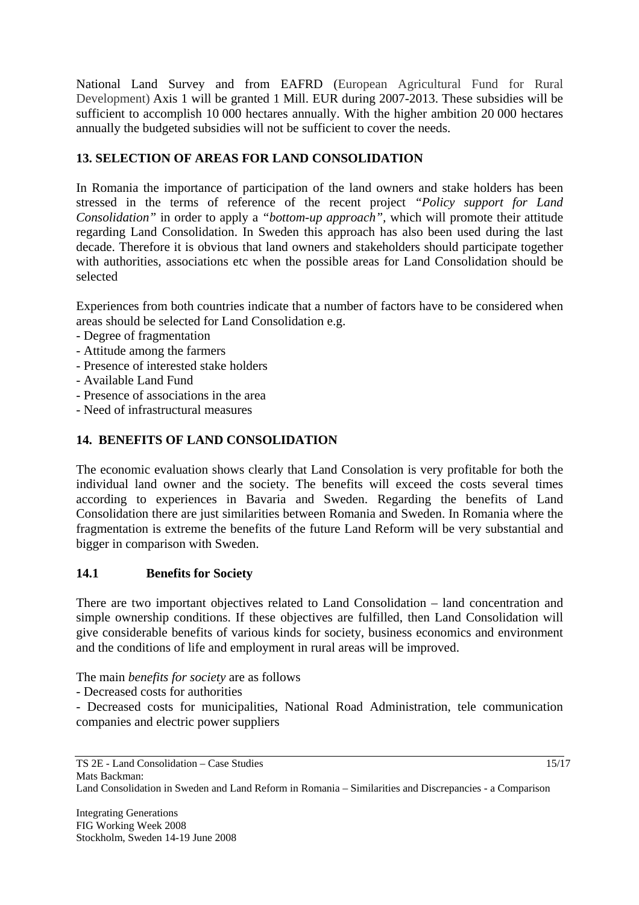National Land Survey and from EAFRD (European Agricultural Fund for Rural Development) Axis 1 will be granted 1 Mill. EUR during 2007-2013. These subsidies will be sufficient to accomplish 10 000 hectares annually. With the higher ambition 20 000 hectares annually the budgeted subsidies will not be sufficient to cover the needs.

## 13. SELECTION OF AREAS FOR LAND CONSOLIDATION

In Romania the importance of participation of the land owners and stake holders has been stressed in the terms of reference of the recent project *"Policy support for Land Consolidation"* in order to apply a *"bottom-up approach"*, which will promote their attitude regarding Land Consolidation. In Sweden this approach has also been used during the last decade. Therefore it is obvious that land owners and stakeholders should participate together with authorities, associations etc when the possible areas for Land Consolidation should be selected

Experiences from both countries indicate that a number of factors have to be considered when areas should be selected for Land Consolidation e.g.

- Degree of fragmentation
- Attitude among the farmers
- Presence of interested stake holders
- Available Land Fund
- Presence of associations in the area
- Need of infrastructural measures

## 14. BENEFITS OF LAND CONSOLIDATION

The economic evaluation shows clearly that Land Consolation is very profitable for both the individual land owner and the society. The benefits will exceed the costs several times according to experiences in Bavaria and Sweden. Regarding the benefits of Land Consolidation there are just similarities between Romania and Sweden. In Romania where the fragmentation is extreme the benefits of the future Land Reform will be very substantial and bigger in comparison with Sweden.

### 14.1 Benefits for Society

There are two important objectives related to Land Consolidation – land concentration and simple ownership conditions. If these objectives are fulfilled, then Land Consolidation will give considerable benefits of various kinds for society, business economics and environment and the conditions of life and employment in rural areas will be improved.

The main *benefits for society* are as follows

- Decreased costs for authorities
- Decreased costs for municipalities, National Road Administration, tele communication companies and electric power suppliers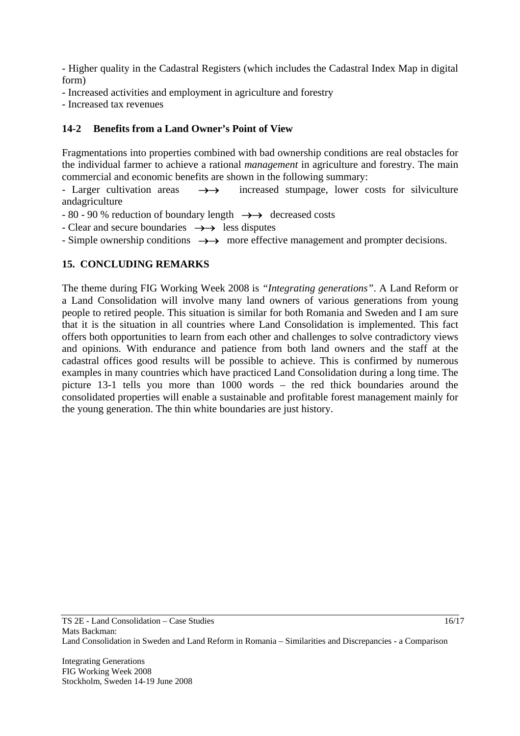- Higher quality in the Cadastral Registers (which includes the Cadastral Index Map in digital form)
- Increased activities and employment in agriculture and forestry
- Increased tax revenues

### 14-2 Benefits from a Land Owner's Point of View

Fragmentations into properties combined with bad ownership conditions are real obstacles for the individual farmer to achieve a rational *management* in agriculture and forestry. The main commercial and economic benefits are shown in the following summary:

- Larger cultivation areas →→ increased stumpage, lower costs for silviculture andagriculture
- 80 - 90 % reduction of boundary length →→ decreased costs
- Clear and secure boundaries →→ less disputes
- Simple ownership conditions →→ more effective management and prompter decisions.

## 15. CONCLUDING REMARKS

The theme during FIG Working Week 2008 is *"Integrating generations"*. A Land Reform or a Land Consolidation will involve many land owners of various generations from young people to retired people. This situation is similar for both Romania and Sweden and I am sure that it is the situation in all countries where Land Consolidation is implemented. This fact offers both opportunities to learn from each other and challenges to solve contradictory views and opinions. With endurance and patience from both land owners and the staff at the cadastral offices good results will be possible to achieve. This is confirmed by numerous examples in many countries which have practiced Land Consolidation during a long time. The picture 13-1 tells you more than 1000 words – the red thick boundaries around the consolidated properties will enable a sustainable and profitable forest management mainly for the young generation. The thin white boundaries are just history.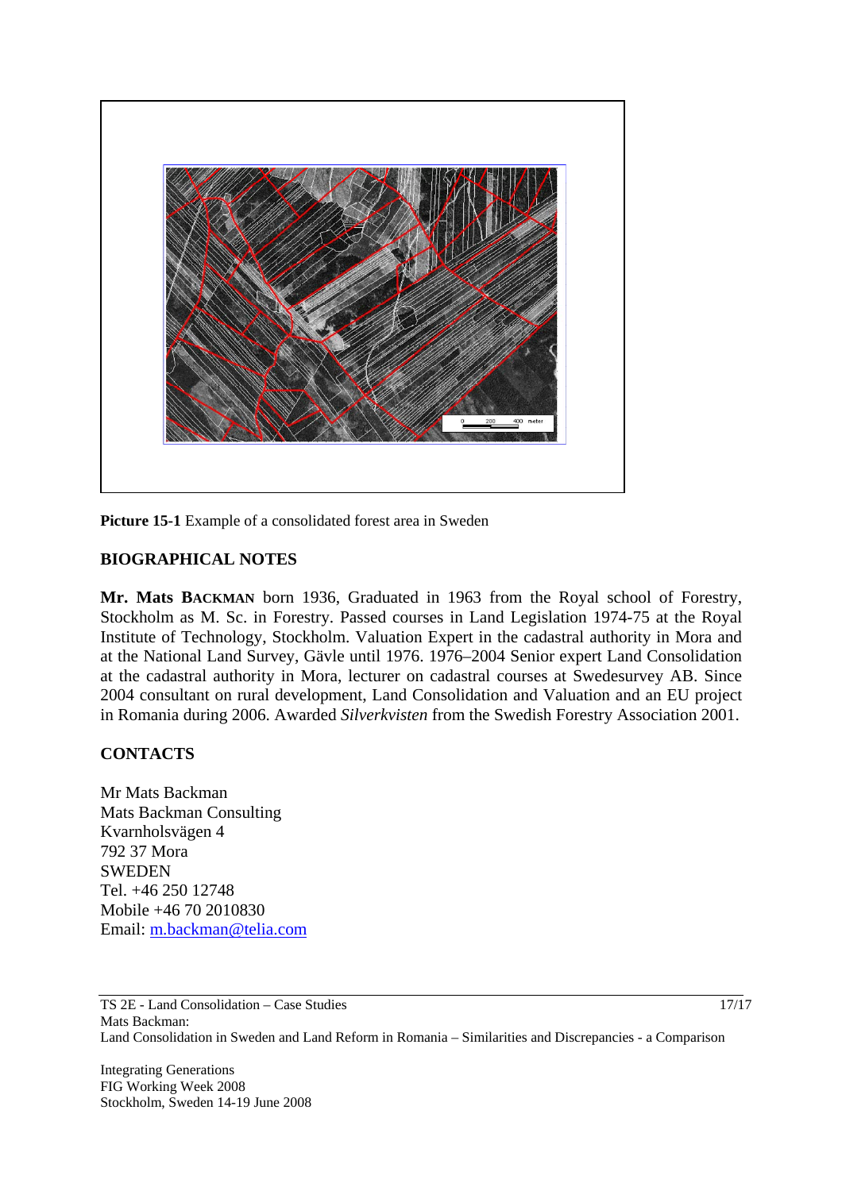**Picture 15-1** Example of a consolidated forest area in Sweden

## BIOGRAPHICAL NOTES

**Mr. Mats Backman** born 1936, Graduated in 1963 from the Royal school of Forestry, Stockholm as M. Sc. in Forestry. Passed courses in Land Legislation 1974-75 at the Royal Institute of Technology, Stockholm. Valuation Expert in the cadastral authority in Mora and at the National Land Survey, Gävle until 1976. 1976–2004 Senior expert Land Consolidation at the cadastral authority in Mora, lecturer on cadastral courses at Swedesurvey AB. Since 2004 consultant on rural development, Land Consolidation and Valuation and an EU project in Romania during 2006. Awarded *Silverkvisten* from the Swedish Forestry Association 2001.

## CONTACTS

Mr Mats Backman
Mats Backman Consulting
Kvarnholsvägen 4
792 37 Mora
SWEDEN
Tel. +46 250 12748
Mobile +46 70 2010830
Email: m.backman@telia.com